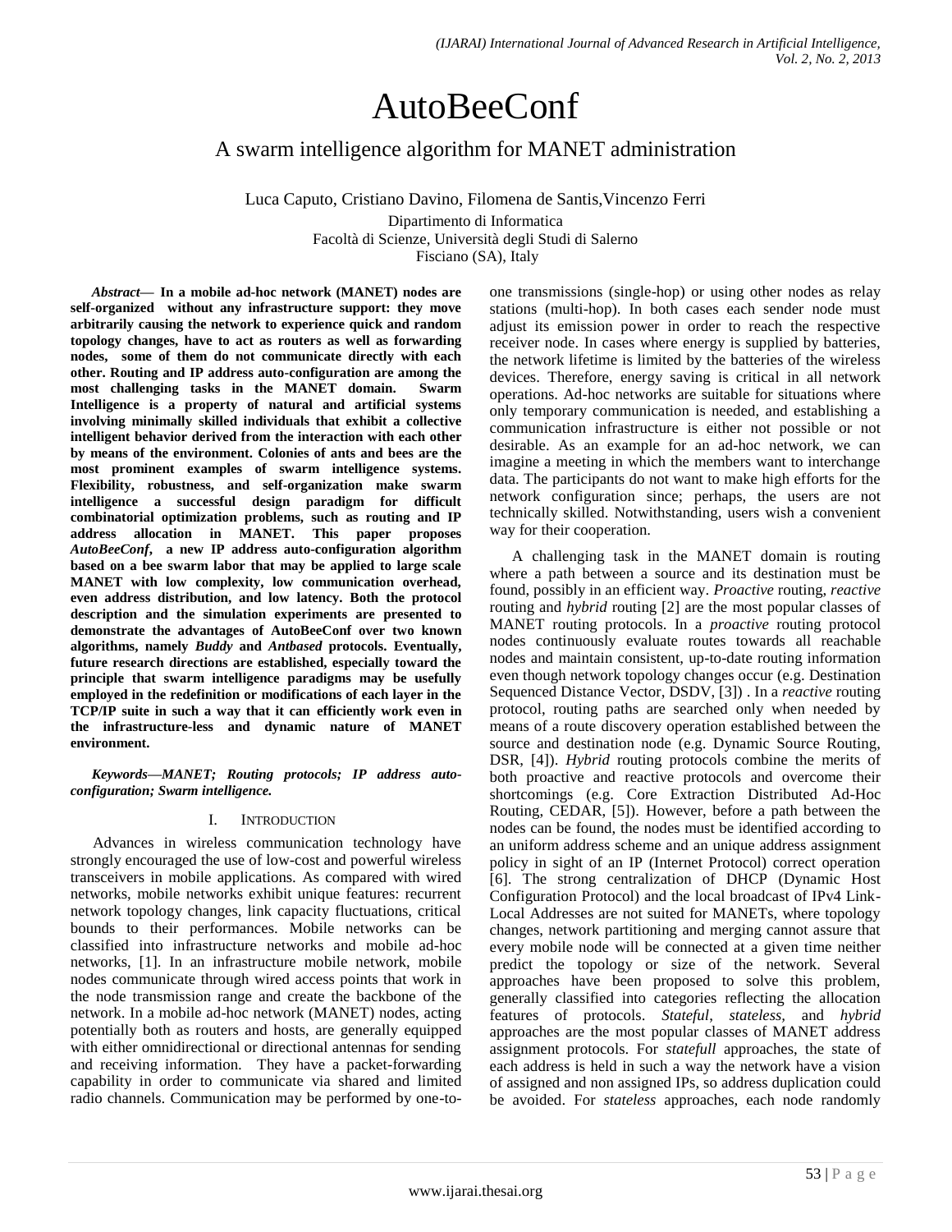# AutoBeeConf

## A swarm intelligence algorithm for MANET administration

Luca Caputo, Cristiano Davino, Filomena de Santis,Vincenzo Ferri

Dipartimento di Informatica
Facoltà di Scienze, Università degli Studi di Salerno
Fisciano (SA), Italy

***Abstract*— In a mobile ad-hoc network (MANET) nodes are self-organized without any infrastructure support: they move arbitrarily causing the network to experience quick and random topology changes, have to act as routers as well as forwarding nodes, some of them do not communicate directly with each other. Routing and IP address auto-configuration are among the most challenging tasks in the MANET domain. Swarm Intelligence is a property of natural and artificial systems involving minimally skilled individuals that exhibit a collective intelligent behavior derived from the interaction with each other by means of the environment. Colonies of ants and bees are the most prominent examples of swarm intelligence systems. Flexibility, robustness, and self-organization make swarm intelligence a successful design paradigm for difficult combinatorial optimization problems, such as routing and IP address allocation in MANET. This paper proposes *AutoBeeConf*, a new IP address auto-configuration algorithm based on a bee swarm labor that may be applied to large scale MANET with low complexity, low communication overhead, even address distribution, and low latency. Both the protocol description and the simulation experiments are presented to demonstrate the advantages of AutoBeeConf over two known algorithms, namely *Buddy* and *Antbased* protocols. Eventually, future research directions are established, especially toward the principle that swarm intelligence paradigms may be usefully employed in the redefinition or modifications of each layer in the TCP/IP suite in such a way that it can efficiently work even in the infrastructure-less and dynamic nature of MANET environment.**

***Keywords—MANET; Routing protocols; IP address auto-configuration; Swarm intelligence.***

## I. INTRODUCTION

Advances in wireless communication technology have strongly encouraged the use of low-cost and powerful wireless transceivers in mobile applications. As compared with wired networks, mobile networks exhibit unique features: recurrent network topology changes, link capacity fluctuations, critical bounds to their performances. Mobile networks can be classified into infrastructure networks and mobile ad-hoc networks, [1]. In an infrastructure mobile network, mobile nodes communicate through wired access points that work in the node transmission range and create the backbone of the network. In a mobile ad-hoc network (MANET) nodes, acting potentially both as routers and hosts, are generally equipped with either omnidirectional or directional antennas for sending and receiving information. They have a packet-forwarding capability in order to communicate via shared and limited radio channels. Communication may be performed by one-to-one transmissions (single-hop) or using other nodes as relay stations (multi-hop). In both cases each sender node must adjust its emission power in order to reach the respective receiver node. In cases where energy is supplied by batteries, the network lifetime is limited by the batteries of the wireless devices. Therefore, energy saving is critical in all network operations. Ad-hoc networks are suitable for situations where only temporary communication is needed, and establishing a communication infrastructure is either not possible or not desirable. As an example for an ad-hoc network, we can imagine a meeting in which the members want to interchange data. The participants do not want to make high efforts for the network configuration since; perhaps, the users are not technically skilled. Notwithstanding, users wish a convenient way for their cooperation.

A challenging task in the MANET domain is routing where a path between a source and its destination must be found, possibly in an efficient way. *Proactive* routing, *reactive* routing and *hybrid* routing [2] are the most popular classes of MANET routing protocols. In a *proactive* routing protocol nodes continuously evaluate routes towards all reachable nodes and maintain consistent, up-to-date routing information even though network topology changes occur (e.g. Destination Sequenced Distance Vector, DSDV, [3]) . In a *reactive* routing protocol, routing paths are searched only when needed by means of a route discovery operation established between the source and destination node (e.g. Dynamic Source Routing, DSR, [4]). *Hybrid* routing protocols combine the merits of both proactive and reactive protocols and overcome their shortcomings (e.g. Core Extraction Distributed Ad-Hoc Routing, CEDAR, [5]). However, before a path between the nodes can be found, the nodes must be identified according to an uniform address scheme and an unique address assignment policy in sight of an IP (Internet Protocol) correct operation [6]. The strong centralization of DHCP (Dynamic Host Configuration Protocol) and the local broadcast of IPv4 Link-Local Addresses are not suited for MANETs, where topology changes, network partitioning and merging cannot assure that every mobile node will be connected at a given time neither predict the topology or size of the network. Several approaches have been proposed to solve this problem, generally classified into categories reflecting the allocation features of protocols. *Stateful*, *stateless,* and *hybrid* approaches are the most popular classes of MANET address assignment protocols. For *statefull* approaches, the state of each address is held in such a way the network have a vision of assigned and non assigned IPs, so address duplication could be avoided. For *stateless* approaches, each node randomly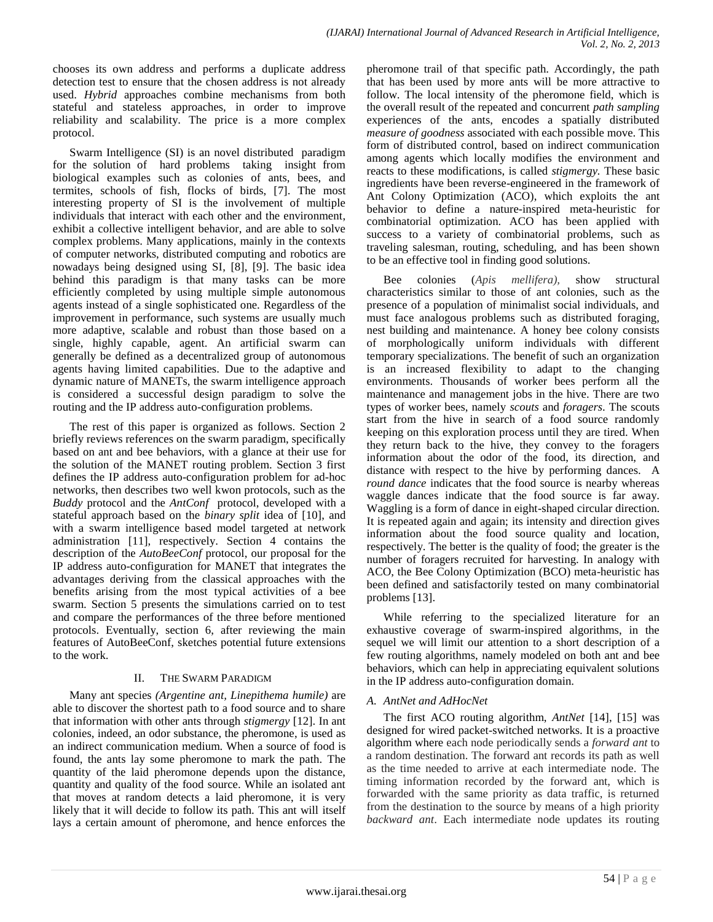chooses its own address and performs a duplicate address detection test to ensure that the chosen address is not already used. *Hybrid* approaches combine mechanisms from both stateful and stateless approaches, in order to improve reliability and scalability. The price is a more complex protocol.

Swarm Intelligence (SI) is an novel distributed paradigm for the solution of hard problems taking insight from biological examples such as colonies of ants, bees, and termites, schools of fish, flocks of birds, [7]. The most interesting property of SI is the involvement of multiple individuals that interact with each other and the environment, exhibit a collective intelligent behavior, and are able to solve complex problems. Many applications, mainly in the contexts of computer networks, distributed computing and robotics are nowadays being designed using SI, [8], [9]. The basic idea behind this paradigm is that many tasks can be more efficiently completed by using multiple simple autonomous agents instead of a single sophisticated one. Regardless of the improvement in performance, such systems are usually much more adaptive, scalable and robust than those based on a single, highly capable, agent. An artificial swarm can generally be defined as a decentralized group of autonomous agents having limited capabilities. Due to the adaptive and dynamic nature of MANETs, the swarm intelligence approach is considered a successful design paradigm to solve the routing and the IP address auto-configuration problems.

The rest of this paper is organized as follows. Section 2 briefly reviews references on the swarm paradigm, specifically based on ant and bee behaviors, with a glance at their use for the solution of the MANET routing problem. Section 3 first defines the IP address auto-configuration problem for ad-hoc networks, then describes two well kwon protocols, such as the *Buddy* protocol and the *AntConf* protocol, developed with a stateful approach based on the *binary split* idea of [10], and with a swarm intelligence based model targeted at network administration [11], respectively. Section 4 contains the description of the *AutoBeeConf* protocol, our proposal for the IP address auto-configuration for MANET that integrates the advantages deriving from the classical approaches with the benefits arising from the most typical activities of a bee swarm. Section 5 presents the simulations carried on to test and compare the performances of the three before mentioned protocols. Eventually, section 6, after reviewing the main features of AutoBeeConf, sketches potential future extensions to the work.

## II. The Swarm Paradigm

Many ant species *(Argentine ant, Linepithema humile)* are able to discover the shortest path to a food source and to share that information with other ants through *stigmergy* [12]. In ant colonies, indeed, an odor substance, the pheromone, is used as an indirect communication medium. When a source of food is found, the ants lay some pheromone to mark the path. The quantity of the laid pheromone depends upon the distance, quantity and quality of the food source. While an isolated ant that moves at random detects a laid pheromone, it is very likely that it will decide to follow its path. This ant will itself lays a certain amount of pheromone, and hence enforces the pheromone trail of that specific path. Accordingly, the path that has been used by more ants will be more attractive to follow. The local intensity of the pheromone field, which is the overall result of the repeated and concurrent *path sampling* experiences of the ants, encodes a spatially distributed *measure of goodness* associated with each possible move. This form of distributed control, based on indirect communication among agents which locally modifies the environment and reacts to these modifications, is called *stigmergy*. These basic ingredients have been reverse-engineered in the framework of Ant Colony Optimization (ACO), which exploits the ant behavior to define a nature-inspired meta-heuristic for combinatorial optimization. ACO has been applied with success to a variety of combinatorial problems, such as traveling salesman, routing, scheduling, and has been shown to be an effective tool in finding good solutions.

Bee colonies (*Apis mellifera),* show structural characteristics similar to those of ant colonies, such as the presence of a population of minimalist social individuals, and must face analogous problems such as distributed foraging, nest building and maintenance. A honey bee colony consists of morphologically uniform individuals with different temporary specializations. The benefit of such an organization is an increased flexibility to adapt to the changing environments. Thousands of worker bees perform all the maintenance and management jobs in the hive. There are two types of worker bees, namely *scouts* and *foragers*. The scouts start from the hive in search of a food source randomly keeping on this exploration process until they are tired. When they return back to the hive, they convey to the foragers information about the odor of the food, its direction, and distance with respect to the hive by performing dances. A *round dance* indicates that the food source is nearby whereas waggle dances indicate that the food source is far away. Waggling is a form of dance in eight-shaped circular direction. It is repeated again and again; its intensity and direction gives information about the food source quality and location, respectively. The better is the quality of food; the greater is the number of foragers recruited for harvesting. In analogy with ACO, the Bee Colony Optimization (BCO) meta-heuristic has been defined and satisfactorily tested on many combinatorial problems [13].

While referring to the specialized literature for an exhaustive coverage of swarm-inspired algorithms, in the sequel we will limit our attention to a short description of a few routing algorithms, namely modeled on both ant and bee behaviors, which can help in appreciating equivalent solutions in the IP address auto-configuration domain.

### A. AntNet and AdHocNet

The first ACO routing algorithm, *AntNet* [14], [15] was designed for wired packet-switched networks. It is a proactive algorithm where each node periodically sends a *forward ant* to a random destination. The forward ant records its path as well as the time needed to arrive at each intermediate node. The timing information recorded by the forward ant, which is forwarded with the same priority as data traffic, is returned from the destination to the source by means of a high priority *backward ant*. Each intermediate node updates its routing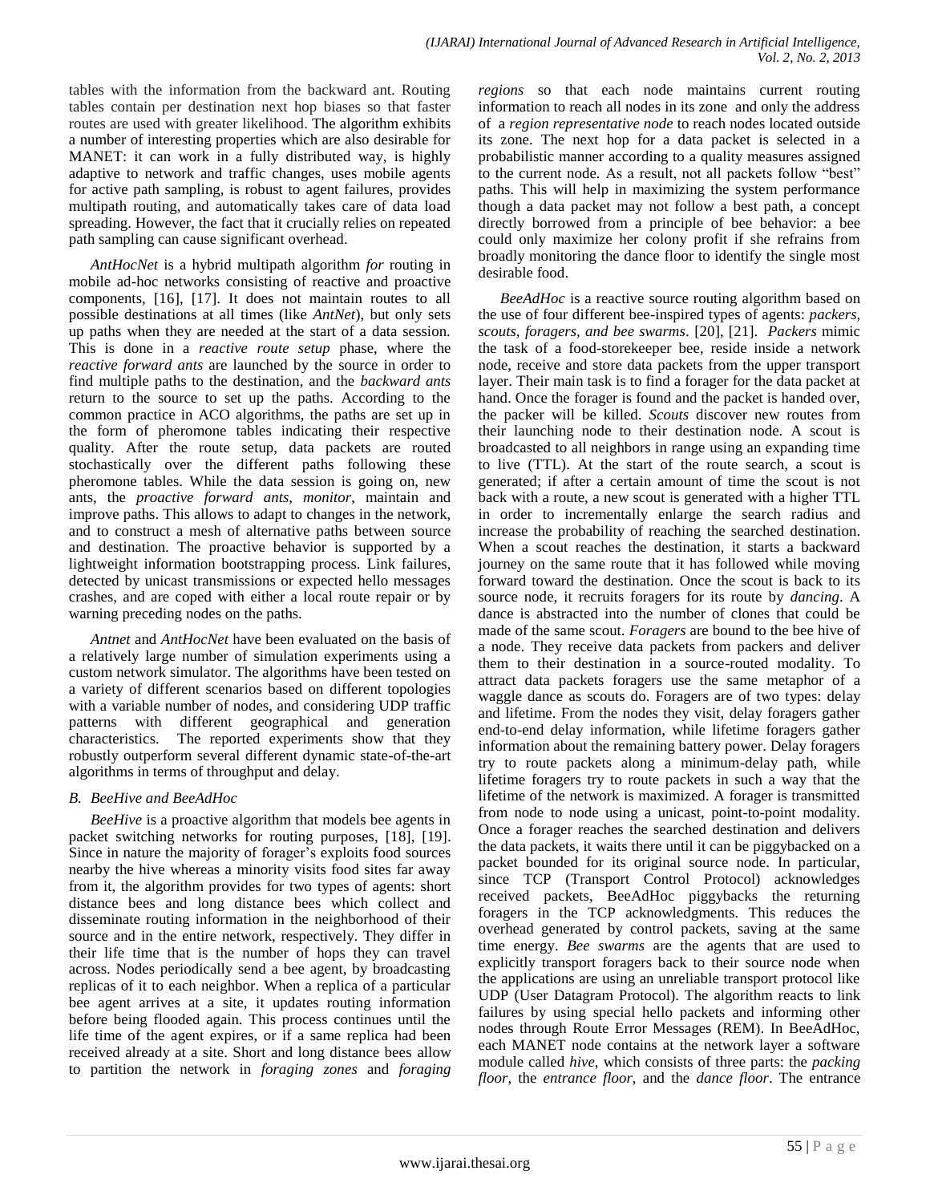tables with the information from the backward ant. Routing tables contain per destination next hop biases so that faster routes are used with greater likelihood. The algorithm exhibits a number of interesting properties which are also desirable for MANET: it can work in a fully distributed way, is highly adaptive to network and traffic changes, uses mobile agents for active path sampling, is robust to agent failures, provides multipath routing, and automatically takes care of data load spreading. However, the fact that it crucially relies on repeated path sampling can cause significant overhead.

*AntHocNet* is a hybrid multipath algorithm *for* routing in mobile ad-hoc networks consisting of reactive and proactive components, [16], [17]. It does not maintain routes to all possible destinations at all times (like *AntNet*), but only sets up paths when they are needed at the start of a data session. This is done in a *reactive route setup* phase, where the *reactive forward ants* are launched by the source in order to find multiple paths to the destination, and the *backward ants* return to the source to set up the paths. According to the common practice in ACO algorithms, the paths are set up in the form of pheromone tables indicating their respective quality. After the route setup, data packets are routed stochastically over the different paths following these pheromone tables. While the data session is going on, new ants, the *proactive forward ants, monitor*, maintain and improve paths. This allows to adapt to changes in the network, and to construct a mesh of alternative paths between source and destination. The proactive behavior is supported by a lightweight information bootstrapping process. Link failures, detected by unicast transmissions or expected hello messages crashes, and are coped with either a local route repair or by warning preceding nodes on the paths.

*Antnet* and *AntHocNet* have been evaluated on the basis of a relatively large number of simulation experiments using a custom network simulator. The algorithms have been tested on a variety of different scenarios based on different topologies with a variable number of nodes, and considering UDP traffic patterns with different geographical and generation characteristics. The reported experiments show that they robustly outperform several different dynamic state-of-the-art algorithms in terms of throughput and delay.

### *B. BeeHive and BeeAdHoc*

*BeeHive* is a proactive algorithm that models bee agents in packet switching networks for routing purposes, [18], [19]. Since in nature the majority of forager's exploits food sources nearby the hive whereas a minority visits food sites far away from it, the algorithm provides for two types of agents: short distance bees and long distance bees which collect and disseminate routing information in the neighborhood of their source and in the entire network, respectively. They differ in their life time that is the number of hops they can travel across. Nodes periodically send a bee agent, by broadcasting replicas of it to each neighbor. When a replica of a particular bee agent arrives at a site, it updates routing information before being flooded again. This process continues until the life time of the agent expires, or if a same replica had been received already at a site. Short and long distance bees allow to partition the network in *foraging zones* and *foraging regions* so that each node maintains current routing information to reach all nodes in its zone and only the address of a *region representative node* to reach nodes located outside its zone. The next hop for a data packet is selected in a probabilistic manner according to a quality measures assigned to the current node. As a result, not all packets follow "best" paths. This will help in maximizing the system performance though a data packet may not follow a best path, a concept directly borrowed from a principle of bee behavior: a bee could only maximize her colony profit if she refrains from broadly monitoring the dance floor to identify the single most desirable food.

*BeeAdHoc* is a reactive source routing algorithm based on the use of four different bee-inspired types of agents: *packers, scouts, foragers, and bee swarms*. [20], [21]. *Packers* mimic the task of a food-storekeeper bee, reside inside a network node, receive and store data packets from the upper transport layer. Their main task is to find a forager for the data packet at hand. Once the forager is found and the packet is handed over, the packer will be killed. *Scouts* discover new routes from their launching node to their destination node. A scout is broadcasted to all neighbors in range using an expanding time to live (TTL). At the start of the route search, a scout is generated; if after a certain amount of time the scout is not back with a route, a new scout is generated with a higher TTL in order to incrementally enlarge the search radius and increase the probability of reaching the searched destination. When a scout reaches the destination, it starts a backward journey on the same route that it has followed while moving forward toward the destination. Once the scout is back to its source node, it recruits foragers for its route by *dancing*. A dance is abstracted into the number of clones that could be made of the same scout. *Foragers* are bound to the bee hive of a node. They receive data packets from packers and deliver them to their destination in a source-routed modality. To attract data packets foragers use the same metaphor of a waggle dance as scouts do. Foragers are of two types: delay and lifetime. From the nodes they visit, delay foragers gather end-to-end delay information, while lifetime foragers gather information about the remaining battery power. Delay foragers try to route packets along a minimum-delay path, while lifetime foragers try to route packets in such a way that the lifetime of the network is maximized. A forager is transmitted from node to node using a unicast, point-to-point modality. Once a forager reaches the searched destination and delivers the data packets, it waits there until it can be piggybacked on a packet bounded for its original source node. In particular, since TCP (Transport Control Protocol) acknowledges received packets, BeeAdHoc piggybacks the returning foragers in the TCP acknowledgments. This reduces the overhead generated by control packets, saving at the same time energy. *Bee swarms* are the agents that are used to explicitly transport foragers back to their source node when the applications are using an unreliable transport protocol like UDP (User Datagram Protocol). The algorithm reacts to link failures by using special hello packets and informing other nodes through Route Error Messages (REM). In BeeAdHoc, each MANET node contains at the network layer a software module called *hive*, which consists of three parts: the *packing floor*, the *entrance floor*, and the *dance floor*. The entrance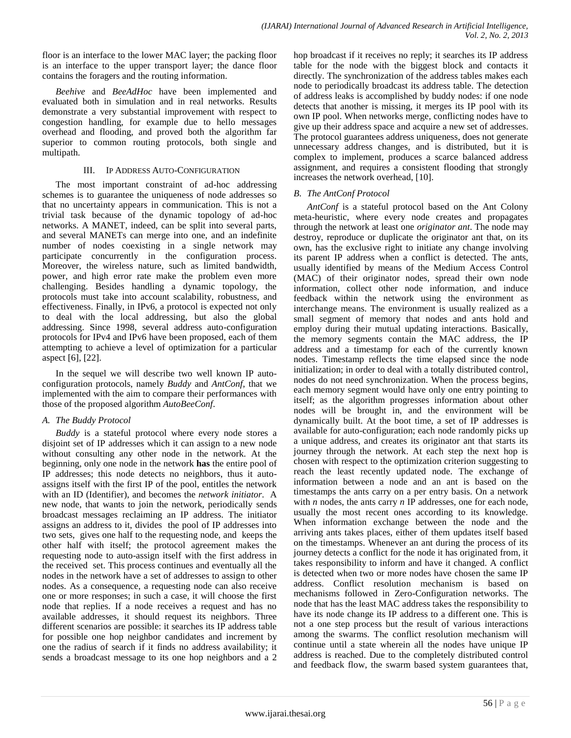floor is an interface to the lower MAC layer; the packing floor is an interface to the upper transport layer; the dance floor contains the foragers and the routing information.

*Beehive* and *BeeAdHoc* have been implemented and evaluated both in simulation and in real networks. Results demonstrate a very substantial improvement with respect to congestion handling, for example due to hello messages overhead and flooding, and proved both the algorithm far superior to common routing protocols, both single and multipath.

## III. IP ADDRESS AUTO-CONFIGURATION

The most important constraint of ad-hoc addressing schemes is to guarantee the uniqueness of node addresses so that no uncertainty appears in communication. This is not a trivial task because of the dynamic topology of ad-hoc networks. A MANET, indeed, can be split into several parts, and several MANETs can merge into one, and an indefinite number of nodes coexisting in a single network may participate concurrently in the configuration process. Moreover, the wireless nature, such as limited bandwidth, power, and high error rate make the problem even more challenging. Besides handling a dynamic topology, the protocols must take into account scalability, robustness, and effectiveness. Finally, in IPv6, a protocol is expected not only to deal with the local addressing, but also the global addressing. Since 1998, several address auto-configuration protocols for IPv4 and IPv6 have been proposed, each of them attempting to achieve a level of optimization for a particular aspect [6], [22].

In the sequel we will describe two well known IP auto-configuration protocols, namely *Buddy* and *AntConf*, that we implemented with the aim to compare their performances with those of the proposed algorithm *AutoBeeConf*.

### *A. The Buddy Protocol*

*Buddy* is a stateful protocol where every node stores a disjoint set of IP addresses which it can assign to a new node without consulting any other node in the network. At the beginning, only one node in the network **has** the entire pool of IP addresses; this node detects no neighbors, thus it auto-assigns itself with the first IP of the pool, entitles the network with an ID (Identifier), and becomes the *network initiator*. A new node, that wants to join the network, periodically sends broadcast messages reclaiming an IP address. The initiator assigns an address to it, divides the pool of IP addresses into two sets, gives one half to the requesting node, and keeps the other half with itself; the protocol agreement makes the requesting node to auto-assign itself with the first address in the received set. This process continues and eventually all the nodes in the network have a set of addresses to assign to other nodes. As a consequence, a requesting node can also receive one or more responses; in such a case, it will choose the first node that replies. If a node receives a request and has no available addresses, it should request its neighbors. Three different scenarios are possible: it searches its IP address table for possible one hop neighbor candidates and increment by one the radius of search if it finds no address availability; it sends a broadcast message to its one hop neighbors and a 2 hop broadcast if it receives no reply; it searches its IP address table for the node with the biggest block and contacts it directly. The synchronization of the address tables makes each node to periodically broadcast its address table. The detection of address leaks is accomplished by buddy nodes: if one node detects that another is missing, it merges its IP pool with its own IP pool. When networks merge, conflicting nodes have to give up their address space and acquire a new set of addresses. The protocol guarantees address uniqueness, does not generate unnecessary address changes, and is distributed, but it is complex to implement, produces a scarce balanced address assignment, and requires a consistent flooding that strongly increases the network overhead, [10].

### *B. The AntConf Protocol*

*AntConf* is a stateful protocol based on the Ant Colony meta-heuristic, where every node creates and propagates through the network at least one *originator ant*. The node may destroy, reproduce or duplicate the originator ant that, on its own, has the exclusive right to initiate any change involving its parent IP address when a conflict is detected. The ants, usually identified by means of the Medium Access Control (MAC) of their originator nodes, spread their own node information, collect other node information, and induce feedback within the network using the environment as interchange means. The environment is usually realized as a small segment of memory that nodes and ants hold and employ during their mutual updating interactions. Basically, the memory segments contain the MAC address, the IP address and a timestamp for each of the currently known nodes. Timestamp reflects the time elapsed since the node initialization; in order to deal with a totally distributed control, nodes do not need synchronization. When the process begins, each memory segment would have only one entry pointing to itself; as the algorithm progresses information about other nodes will be brought in, and the environment will be dynamically built. At the boot time, a set of IP addresses is available for auto-configuration; each node randomly picks up a unique address, and creates its originator ant that starts its journey through the network. At each step the next hop is chosen with respect to the optimization criterion suggesting to reach the least recently updated node. The exchange of information between a node and an ant is based on the timestamps the ants carry on a per entry basis. On a network with $n$ nodes, the ants carry $n$ IP addresses, one for each node, usually the most recent ones according to its knowledge. When information exchange between the node and the arriving ants takes places, either of them updates itself based on the timestamps. Whenever an ant during the process of its journey detects a conflict for the node it has originated from, it takes responsibility to inform and have it changed. A conflict is detected when two or more nodes have chosen the same IP address. Conflict resolution mechanism is based on mechanisms followed in Zero-Configuration networks. The node that has the least MAC address takes the responsibility to have its node change its IP address to a different one. This is not a one step process but the result of various interactions among the swarms. The conflict resolution mechanism will continue until a state wherein all the nodes have unique IP address is reached. Due to the completely distributed control and feedback flow, the swarm based system guarantees that,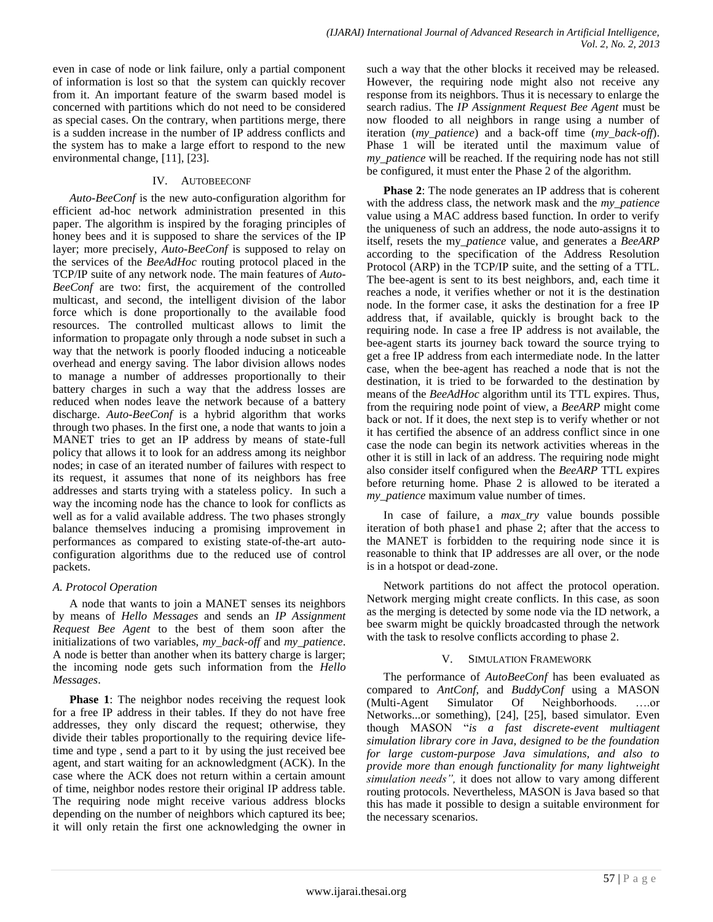even in case of node or link failure, only a partial component of information is lost so that the system can quickly recover from it. An important feature of the swarm based model is concerned with partitions which do not need to be considered as special cases. On the contrary, when partitions merge, there is a sudden increase in the number of IP address conflicts and the system has to make a large effort to respond to the new environmental change, [11], [23].

## IV. AUTOBEECONF

*Auto-BeeConf* is the new auto-configuration algorithm for efficient ad-hoc network administration presented in this paper. The algorithm is inspired by the foraging principles of honey bees and it is supposed to share the services of the IP layer; more precisely, *Auto-BeeConf* is supposed to relay on the services of the *BeeAdHoc* routing protocol placed in the TCP/IP suite of any network node. The main features of *Auto-BeeConf* are two: first, the acquirement of the controlled multicast, and second, the intelligent division of the labor force which is done proportionally to the available food resources. The controlled multicast allows to limit the information to propagate only through a node subset in such a way that the network is poorly flooded inducing a noticeable overhead and energy saving. The labor division allows nodes to manage a number of addresses proportionally to their battery charges in such a way that the address losses are reduced when nodes leave the network because of a battery discharge. *Auto-BeeConf* is a hybrid algorithm that works through two phases. In the first one, a node that wants to join a MANET tries to get an IP address by means of state-full policy that allows it to look for an address among its neighbor nodes; in case of an iterated number of failures with respect to its request, it assumes that none of its neighbors has free addresses and starts trying with a stateless policy. In such a way the incoming node has the chance to look for conflicts as well as for a valid available address. The two phases strongly balance themselves inducing a promising improvement in performances as compared to existing state-of-the-art auto-configuration algorithms due to the reduced use of control packets.

### A. Protocol Operation

A node that wants to join a MANET senses its neighbors by means of *Hello Messages* and sends an *IP Assignment Request Bee Agent* to the best of them soon after the initializations of two variables, *my_back-off* and *my_patience*. A node is better than another when its battery charge is larger; the incoming node gets such information from the *Hello Messages*.

**Phase 1**: The neighbor nodes receiving the request look for a free IP address in their tables. If they do not have free addresses, they only discard the request; otherwise, they divide their tables proportionally to the requiring device life-time and type , send a part to it by using the just received bee agent, and start waiting for an acknowledgment (ACK). In the case where the ACK does not return within a certain amount of time, neighbor nodes restore their original IP address table. The requiring node might receive various address blocks depending on the number of neighbors which captured its bee; it will only retain the first one acknowledging the owner in such a way that the other blocks it received may be released. However, the requiring node might also not receive any response from its neighbors. Thus it is necessary to enlarge the search radius. The *IP Assignment Request Bee Agent* must be now flooded to all neighbors in range using a number of iteration (*my_patience*) and a back-off time (*my_back-off*). Phase 1 will be iterated until the maximum value of *my_patience* will be reached. If the requiring node has not still be configured, it must enter the Phase 2 of the algorithm.

**Phase 2**: The node generates an IP address that is coherent with the address class, the network mask and the *my_patience* value using a MAC address based function. In order to verify the uniqueness of such an address, the node auto-assigns it to itself, resets the my*_patience* value, and generates a *BeeARP* according to the specification of the Address Resolution Protocol (ARP) in the TCP/IP suite, and the setting of a TTL. The bee-agent is sent to its best neighbors, and, each time it reaches a node, it verifies whether or not it is the destination node. In the former case, it asks the destination for a free IP address that, if available, quickly is brought back to the requiring node. In case a free IP address is not available, the bee-agent starts its journey back toward the source trying to get a free IP address from each intermediate node. In the latter case, when the bee-agent has reached a node that is not the destination, it is tried to be forwarded to the destination by means of the *BeeAdHoc* algorithm until its TTL expires. Thus, from the requiring node point of view, a *BeeARP* might come back or not. If it does, the next step is to verify whether or not it has certified the absence of an address conflict since in one case the node can begin its network activities whereas in the other it is still in lack of an address. The requiring node might also consider itself configured when the *BeeARP* TTL expires before returning home. Phase 2 is allowed to be iterated a *my_patience* maximum value number of times.

In case of failure, a *max_try* value bounds possible iteration of both phase1 and phase 2; after that the access to the MANET is forbidden to the requiring node since it is reasonable to think that IP addresses are all over, or the node is in a hotspot or dead-zone.

Network partitions do not affect the protocol operation. Network merging might create conflicts. In this case, as soon as the merging is detected by some node via the ID network, a bee swarm might be quickly broadcasted through the network with the task to resolve conflicts according to phase 2.

## V. SIMULATION FRAMEWORK

The performance of *AutoBeeConf* has been evaluated as compared to *AntConf*, and *BuddyConf* using a MASON (Multi-Agent Simulator Of Neighborhoods. ….or Networks...or something), [24], [25], based simulator. Even though MASON "*is a fast discrete-event multiagent simulation library core in Java, designed to be the foundation for large custom-purpose Java simulations, and also to provide more than enough functionality for many lightweight simulation needs",* it does not allow to vary among different routing protocols. Nevertheless, MASON is Java based so that this has made it possible to design a suitable environment for the necessary scenarios.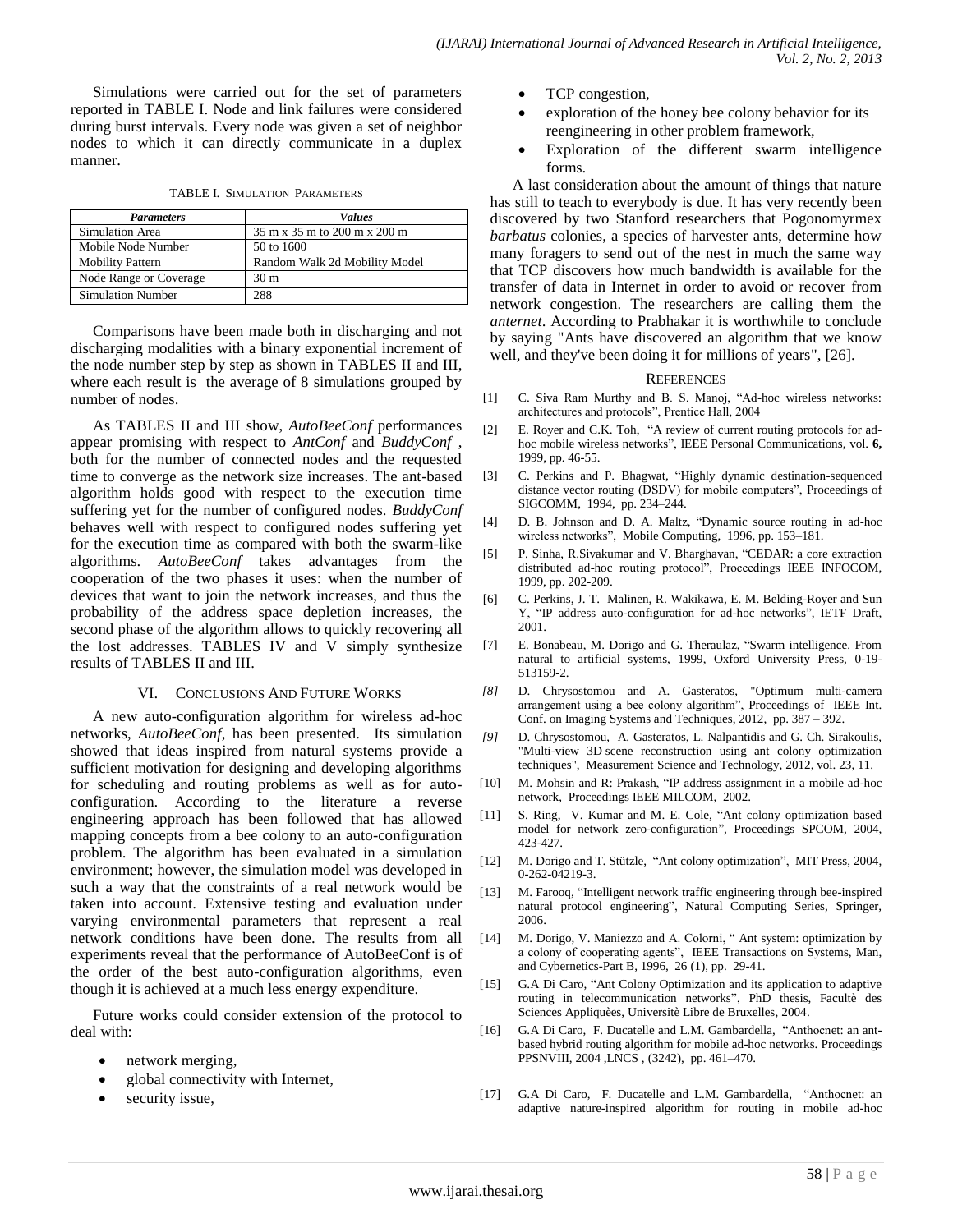Simulations were carried out for the set of parameters reported in TABLE I. Node and link failures were considered during burst intervals. Every node was given a set of neighbor nodes to which it can directly communicate in a duplex manner.

TABLE I. SIMULATION PARAMETERS

| *Parameters* | *Values* |
|---|---|
| Simulation Area | 35 m x 35 m to 200 m x 200 m |
| Mobile Node Number | 50 to 1600 |
| Mobility Pattern | Random Walk 2d Mobility Model |
| Node Range or Coverage | 30 m |
| Simulation Number | 288 |

Comparisons have been made both in discharging and not discharging modalities with a binary exponential increment of the node number step by step as shown in TABLES II and III, where each result is the average of 8 simulations grouped by number of nodes.

As TABLES II and III show, *AutoBeeConf* performances appear promising with respect to *AntConf* and *BuddyConf* , both for the number of connected nodes and the requested time to converge as the network size increases. The ant-based algorithm holds good with respect to the execution time suffering yet for the number of configured nodes. *BuddyConf* behaves well with respect to configured nodes suffering yet for the execution time as compared with both the swarm-like algorithms. *AutoBeeConf* takes advantages from the cooperation of the two phases it uses: when the number of devices that want to join the network increases, and thus the probability of the address space depletion increases, the second phase of the algorithm allows to quickly recovering all the lost addresses. TABLES IV and V simply synthesize results of TABLES II and III.

## VI. CONCLUSIONS AND FUTURE WORKS

A new auto-configuration algorithm for wireless ad-hoc networks, *AutoBeeConf*, has been presented. Its simulation showed that ideas inspired from natural systems provide a sufficient motivation for designing and developing algorithms for scheduling and routing problems as well as for auto-configuration. According to the literature a reverse engineering approach has been followed that has allowed mapping concepts from a bee colony to an auto-configuration problem. The algorithm has been evaluated in a simulation environment; however, the simulation model was developed in such a way that the constraints of a real network would be taken into account. Extensive testing and evaluation under varying environmental parameters that represent a real network conditions have been done. The results from all experiments reveal that the performance of AutoBeeConf is of the order of the best auto-configuration algorithms, even though it is achieved at a much less energy expenditure.

Future works could consider extension of the protocol to deal with:

- network merging,
- global connectivity with Internet,
- security issue,
- TCP congestion,
- exploration of the honey bee colony behavior for its reengineering in other problem framework,
- Exploration of the different swarm intelligence forms.

A last consideration about the amount of things that nature has still to teach to everybody is due. It has very recently been discovered by two Stanford researchers that Pogonomyrmex *barbatus* colonies, a species of harvester ants, determine how many foragers to send out of the nest in much the same way that TCP discovers how much bandwidth is available for the transfer of data in Internet in order to avoid or recover from network congestion. The researchers are calling them the *anternet*. According to Prabhakar it is worthwhile to conclude by saying "Ants have discovered an algorithm that we know well, and they've been doing it for millions of years", [26].

## REFERENCES

[1] C. Siva Ram Murthy and B. S. Manoj, "Ad-hoc wireless networks: architectures and protocols", Prentice Hall, 2004

[2] E. Royer and C.K. Toh, "A review of current routing protocols for ad-hoc mobile wireless networks", IEEE Personal Communications, vol. **6,** 1999, pp. 46-55.

[3] C. Perkins and P. Bhagwat, "Highly dynamic destination-sequenced distance vector routing (DSDV) for mobile computers", Proceedings of SIGCOMM, 1994, pp. 234–244.

[4] D. B. Johnson and D. A. Maltz, "Dynamic source routing in ad-hoc wireless networks", Mobile Computing, 1996, pp. 153–181.

[5] P. Sinha, R.Sivakumar and V. Bharghavan, "CEDAR: a core extraction distributed ad-hoc routing protocol", Proceedings IEEE INFOCOM, 1999, pp. 202-209.

[6] C. Perkins, J. T. Malinen, R. Wakikawa, E. M. Belding-Royer and Sun Y, "IP address auto-configuration for ad-hoc networks", IETF Draft, 2001.

[7] E. Bonabeau, M. Dorigo and G. Theraulaz, "Swarm intelligence. From natural to artificial systems, 1999, Oxford University Press, 0-19-513159-2.

*[8]* D. Chrysostomou and A. Gasteratos, "Optimum multi-camera arrangement using a bee colony algorithm", Proceedings of IEEE Int. Conf. on Imaging Systems and Techniques, 2012, pp. 387 – 392.

*[9]* D. Chrysostomou, A. Gasteratos, L. Nalpantidis and G. Ch. Sirakoulis, "Multi-view 3D scene reconstruction using ant colony optimization techniques", Measurement Science and Technology, 2012, vol. 23, 11.

[10] M. Mohsin and R: Prakash, "IP address assignment in a mobile ad-hoc network, Proceedings IEEE MILCOM, 2002.

[11] S. Ring, V. Kumar and M. E. Cole, "Ant colony optimization based model for network zero-configuration", Proceedings SPCOM, 2004, 423-427.

[12] M. Dorigo and T. Stützle, "Ant colony optimization", MIT Press, 2004, 0-262-04219-3.

[13] M. Farooq, "Intelligent network traffic engineering through bee-inspired natural protocol engineering", Natural Computing Series, Springer, 2006.

[14] M. Dorigo, V. Maniezzo and A. Colorni, " Ant system: optimization by a colony of cooperating agents", IEEE Transactions on Systems, Man, and Cybernetics-Part B, 1996, 26 (1), pp. 29-41.

[15] G.A Di Caro, "Ant Colony Optimization and its application to adaptive routing in telecommunication networks", PhD thesis, Facultè des Sciences Appliquèes, Universitè Libre de Bruxelles, 2004.

[16] G.A Di Caro, F. Ducatelle and L.M. Gambardella, "Anthocnet: an ant-based hybrid routing algorithm for mobile ad-hoc networks. Proceedings PPSNVIII, 2004 ,LNCS , (3242), pp. 461–470.

[17] G.A Di Caro, F. Ducatelle and L.M. Gambardella, "Anthocnet: an adaptive nature-inspired algorithm for routing in mobile ad-hoc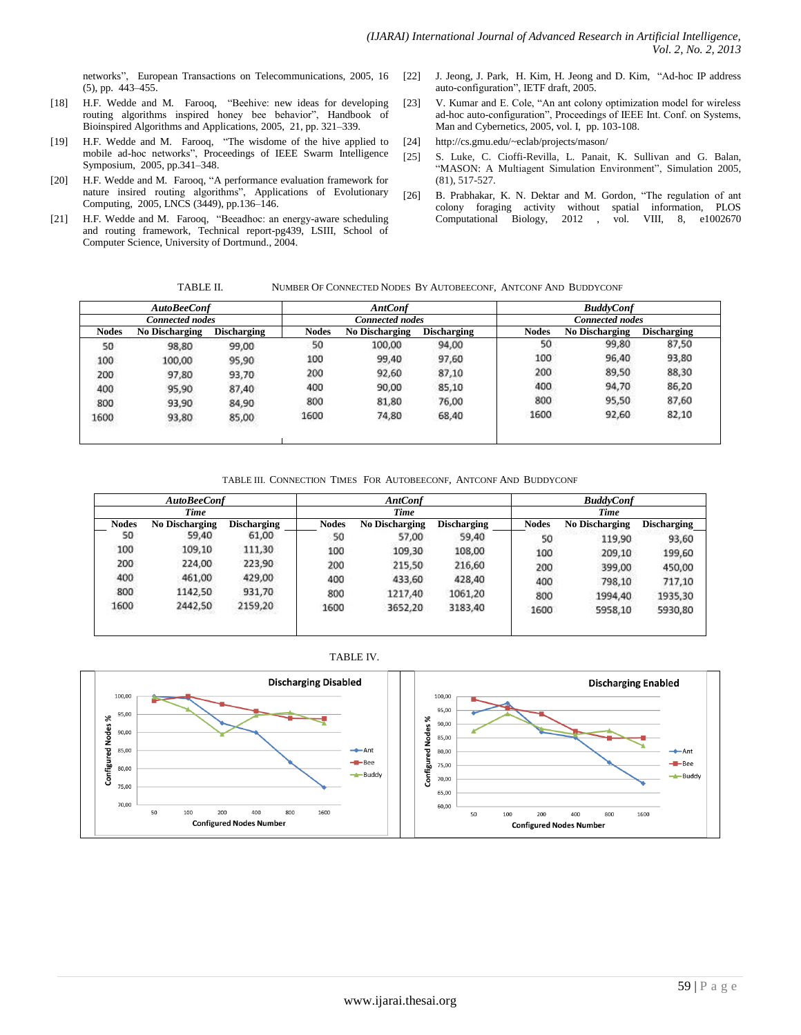networks", European Transactions on Telecommunications, 2005, 16 (5), pp. 443–455.

[18] H.F. Wedde and M. Farooq, "Beehive: new ideas for developing routing algorithms inspired honey bee behavior", Handbook of Bioinspired Algorithms and Applications, 2005, 21, pp. 321–339.

[19] H.F. Wedde and M. Farooq, "The wisdome of the hive applied to mobile ad-hoc networks", Proceedings of IEEE Swarm Intelligence Symposium, 2005, pp.341–348.

[20] H.F. Wedde and M. Farooq, "A performance evaluation framework for nature insired routing algorithms", Applications of Evolutionary Computing, 2005, LNCS (3449), pp.136–146.

[21] H.F. Wedde and M. Farooq, "Beeadhoc: an energy-aware scheduling and routing framework, Technical report-pg439, LSIII, School of Computer Science, University of Dortmund., 2004.

[22] J. Jeong, J. Park, H. Kim, H. Jeong and D. Kim, "Ad-hoc IP address auto-configuration", IETF draft, 2005.

[23] V. Kumar and E. Cole, "An ant colony optimization model for wireless ad-hoc auto-configuration", Proceedings of IEEE Int. Conf. on Systems, Man and Cybernetics, 2005, vol. I, pp. 103-108.

[24] http://cs.gmu.edu/~eclab/projects/mason/

[25] S. Luke, C. Cioffi-Revilla, L. Panait, K. Sullivan and G. Balan, "MASON: A Multiagent Simulation Environment", Simulation 2005, (81), 517-527.

[26] B. Prabhakar, K. N. Dektar and M. Gordon, "The regulation of ant colony foraging activity without spatial information, PLOS Computational Biology, 2012 , vol. VIII, 8, e1002670

TABLE II. NUMBER OF CONNECTED NODES BY AUTOBEECONF, ANTCONF AND BUDDYCONF

| *AutoBeeConf* | | | *AntConf* | | | *BuddyConf* | | |
|---|---|---|---|---|---|---|---|---|
| *Connected nodes* | | | *Connected nodes* | | | *Connected nodes* | | |
| **Nodes** | **No Discharging** | **Discharging** | **Nodes** | **No Discharging** | **Discharging** | **Nodes** | **No Discharging** | **Discharging** |
| 50 | 98,80 | 99,00 | 50 | 100,00 | 94,00 | 50 | 99,80 | 87,50 |
| 100 | 100,00 | 95,90 | 100 | 99,40 | 97,60 | 100 | 96,40 | 93,80 |
| 200 | 97,80 | 93,70 | 200 | 92,60 | 87,10 | 200 | 89,50 | 88,30 |
| 400 | 95,90 | 87,40 | 400 | 90,00 | 85,10 | 400 | 94,70 | 86,20 |
| 800 | 93,90 | 84,90 | 800 | 81,80 | 76,00 | 800 | 95,50 | 87,60 |
| 1600 | 93,80 | 85,00 | 1600 | 74,80 | 68,40 | 1600 | 92,60 | 82,10 |

TABLE III. CONNECTION TIMES FOR AUTOBEECONF, ANTCONF AND BUDDYCONF

| *AutoBeeConf* | | | *AntConf* | | | *BuddyConf* | | |
|---|---|---|---|---|---|---|---|---|
| *Time* | | | *Time* | | | *Time* | | |
| **Nodes** | **No Discharging** | **Discharging** | **Nodes** | **No Discharging** | **Discharging** | **Nodes** | **No Discharging** | **Discharging** |
| 50 | 59,40 | 61,00 | 50 | 57,00 | 59,40 | 50 | 119,90 | 93,60 |
| 100 | 109,10 | 111,30 | 100 | 109,30 | 108,00 | 100 | 209,10 | 199,60 |
| 200 | 224,00 | 223,90 | 200 | 215,50 | 216,60 | 200 | 399,00 | 450,00 |
| 400 | 461,00 | 429,00 | 400 | 433,60 | 428,40 | 400 | 798,10 | 717,10 |
| 800 | 1142,50 | 931,70 | 800 | 1217,40 | 1061,20 | 800 | 1994,40 | 1935,30 |
| 1600 | 2442,50 | 2159,20 | 1600 | 3652,20 | 3183,40 | 1600 | 5958,10 | 5930,80 |

TABLE IV.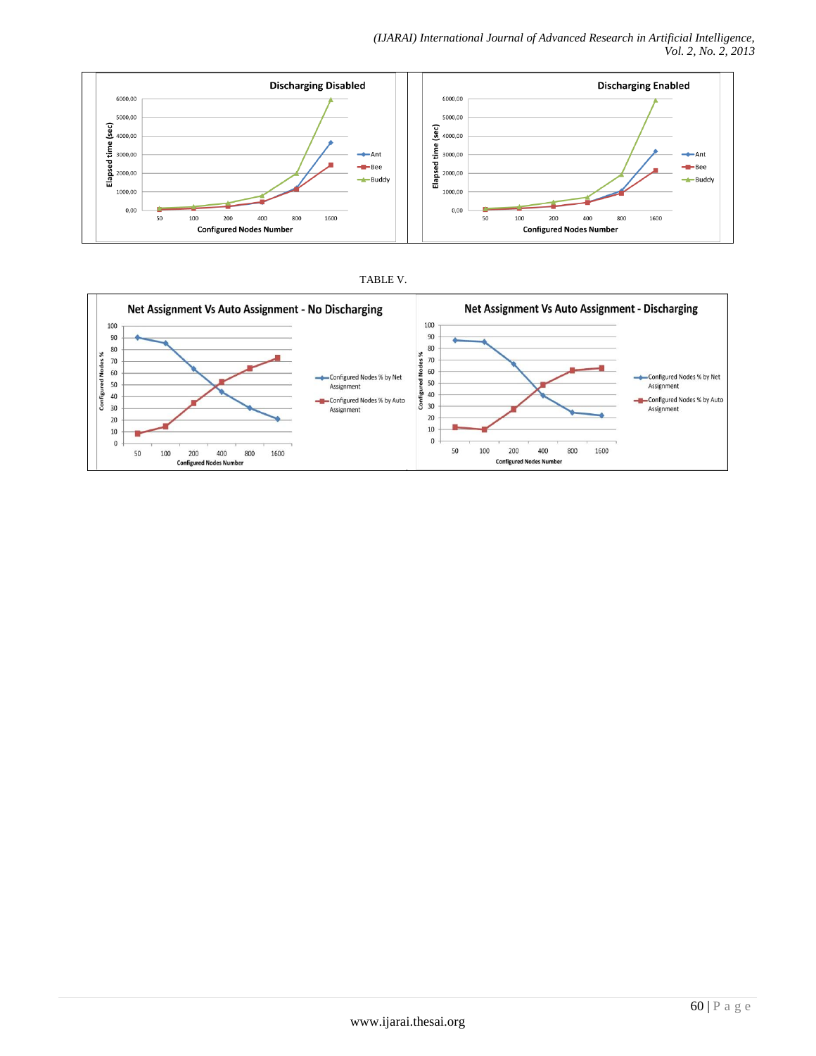Discharging Disabled

Elapsed time (sec)

6000,00
5000,00
4000,00
3000,00
2000,00
1000,00
0,00

50 100 200 400 800 1600

Configured Nodes Number

Ant
Bee
Buddy

Discharging Enabled

Elapsed time (sec)

6000,00
5000,00
4000,00
3000,00
2000,00
1000,00
0,00

50 100 200 400 800 1600

Configured Nodes Number

Ant
Bee
Buddy

TABLE V.

Net Assignment Vs Auto Assignment - No Discharging

Configured Nodes %

100
90
80
70
60
50
40
30
20
10
0

50 100 200 400 800 1600

Configured Nodes Number

Configured Nodes % by Net Assignment
Configured Nodes % by Auto Assignment

Net Assignment Vs Auto Assignment - Discharging

Configured Nodes %

100
90
80
70
60
50
40
30
20
10
0

50 100 200 400 800 1600

Configured Nodes Number

Configured Nodes % by Net Assignment
Configured Nodes % by Auto Assignment